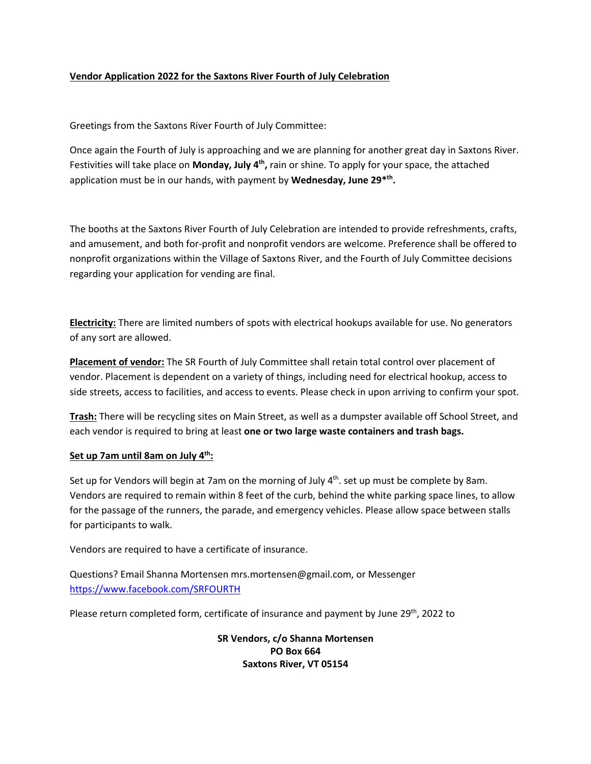**Vendor Application 2022 for the Saxtons River Fourth of July Celebration**

Greetings from the Saxtons River Fourth of July Committee:

Once again the Fourth of July is approaching and we are planning for another great day in Saxtons River. Festivities will take place on **Monday, July 4th,** rain or shine. To apply for your space, the attached application must be in our hands, with payment by **Wednesday, June 29*th.**

The booths at the Saxtons River Fourth of July Celebration are intended to provide refreshments, crafts, and amusement, and both for-profit and nonprofit vendors are welcome. Preference shall be offered to nonprofit organizations within the Village of Saxtons River, and the Fourth of July Committee decisions regarding your application for vending are final.

**Electricity:** There are limited numbers of spots with electrical hookups available for use. No generators of any sort are allowed.

**Placement of vendor:** The SR Fourth of July Committee shall retain total control over placement of vendor. Placement is dependent on a variety of things, including need for electrical hookup, access to side streets, access to facilities, and access to events. Please check in upon arriving to confirm your spot.

**Trash:** There will be recycling sites on Main Street, as well as a dumpster available off School Street, and each vendor is required to bring at least **one or two large waste containers and trash bags.**

**Set up 7am until 8am on July 4th:**

Set up for Vendors will begin at 7am on the morning of July 4th. set up must be complete by 8am. Vendors are required to remain within 8 feet of the curb, behind the white parking space lines, to allow for the passage of the runners, the parade, and emergency vehicles. Please allow space between stalls for participants to walk.

Vendors are required to have a certificate of insurance.

Questions? Email Shanna Mortensen mrs.mortensen@gmail.com, or Messenger https://www.facebook.com/SRFOURTH

Please return completed form, certificate of insurance and payment by June 29th, 2022 to

**SR Vendors, c/o Shanna Mortensen**
**PO Box 664**
**Saxtons River, VT 05154**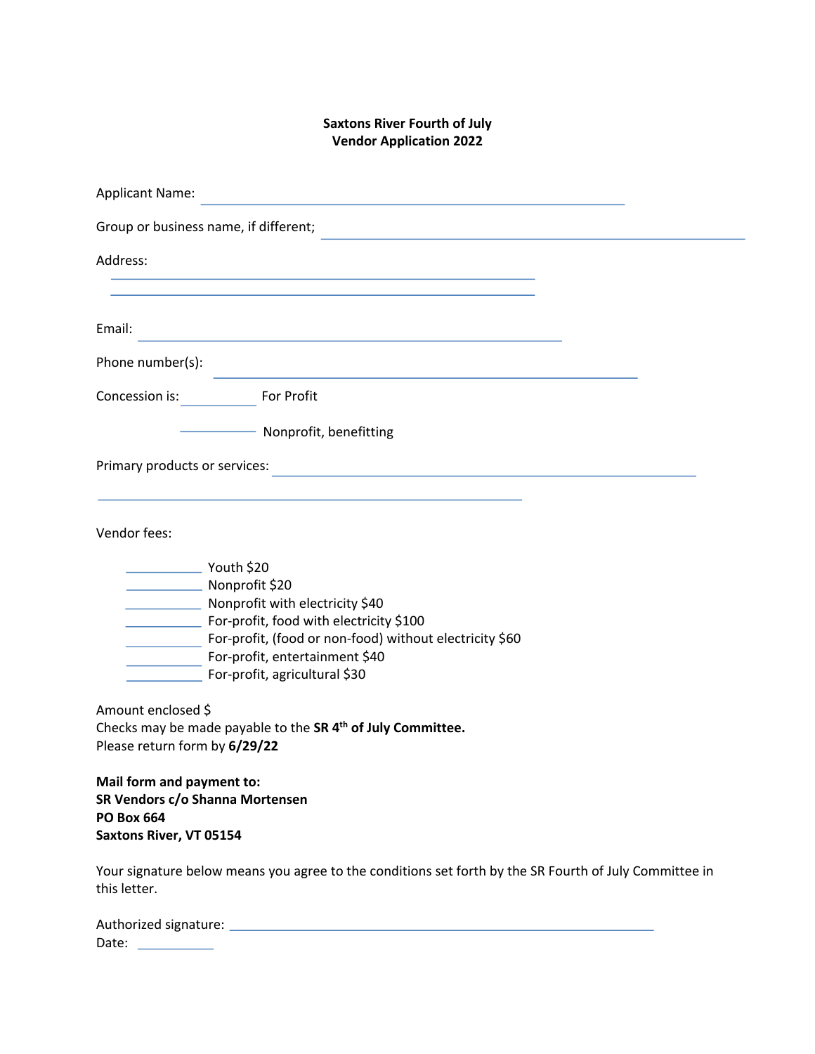**Saxtons River Fourth of July**
**Vendor Application 2022**

Applicant Name: ______________________________________________

Group or business name, if different; ______________________________________________

Address:
______________________________________________
______________________________________________

Email: ______________________________________________

Phone number(s): ______________________________________________

Concession is: __________ For Profit

__________ Nonprofit, benefitting

Primary products or services: ______________________________________________

______________________________________________

Vendor fees:

- __________ Youth $20
- __________ Nonprofit $20
- __________ Nonprofit with electricity $40
- __________ For-profit, food with electricity $100
- __________ For-profit, (food or non-food) without electricity $60
- __________ For-profit, entertainment $40
- __________ For-profit, agricultural $30

Amount enclosed $
Checks may be made payable to the **SR 4th of July Committee.**
Please return form by **6/29/22**

**Mail form and payment to:**
**SR Vendors c/o Shanna Mortensen**
**PO Box 664**
**Saxtons River, VT 05154**

Your signature below means you agree to the conditions set forth by the SR Fourth of July Committee in this letter.

Authorized signature: ______________________________________________
Date: __________